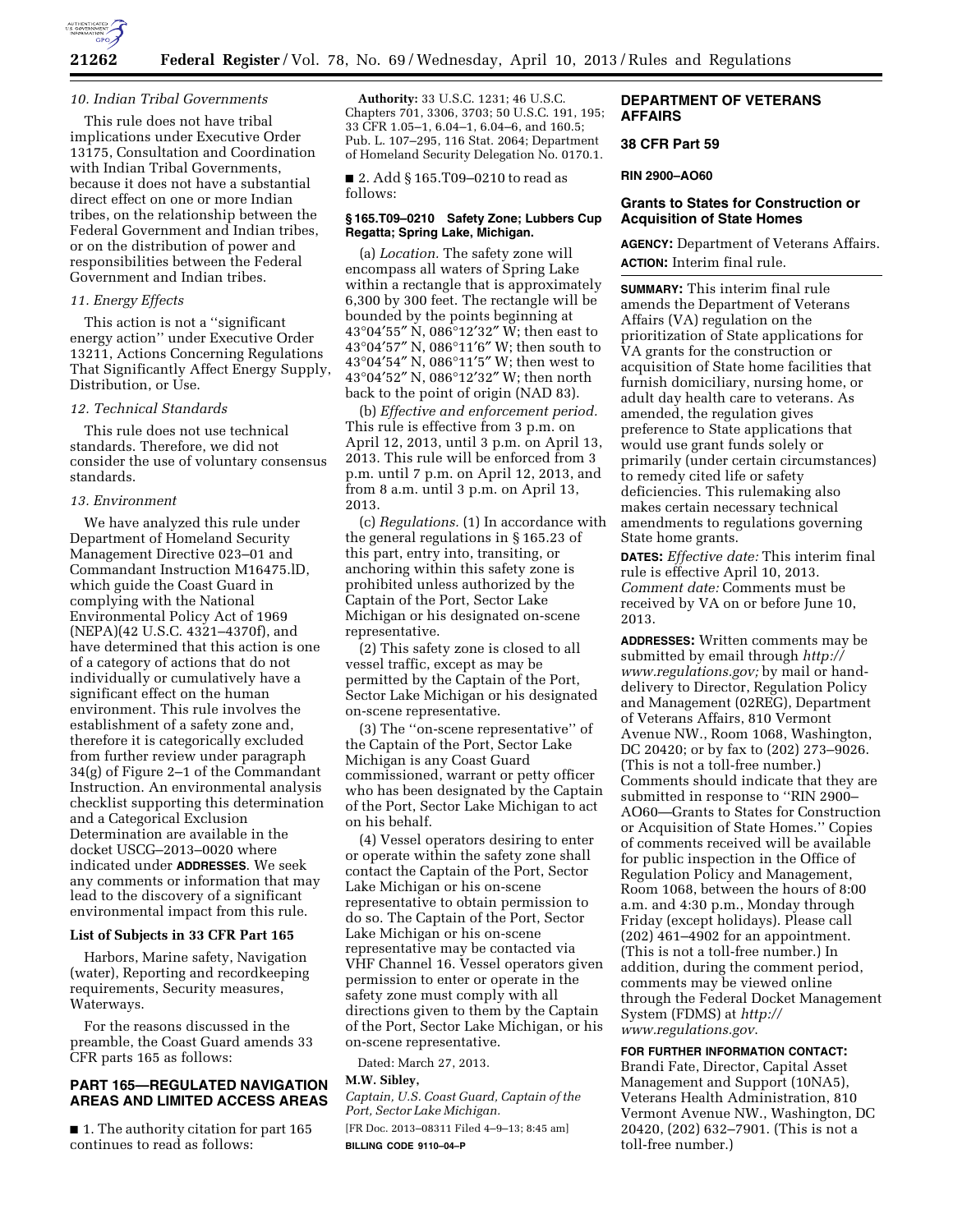### 10. Indian Tribal Governments

This rule does not have tribal implications under Executive Order 13175, Consultation and Coordination with Indian Tribal Governments, because it does not have a substantial direct effect on one or more Indian tribes, on the relationship between the Federal Government and Indian tribes, or on the distribution of power and responsibilities between the Federal Government and Indian tribes.

### 11. Energy Effects

This action is not a ''significant energy action'' under Executive Order 13211, Actions Concerning Regulations That Significantly Affect Energy Supply, Distribution, or Use.

### 12. Technical Standards

This rule does not use technical standards. Therefore, we did not consider the use of voluntary consensus standards.

### 13. Environment

We have analyzed this rule under Department of Homeland Security Management Directive 023–01 and Commandant Instruction M16475.lD, which guide the Coast Guard in complying with the National Environmental Policy Act of 1969 (NEPA)(42 U.S.C. 4321–4370f), and have determined that this action is one of a category of actions that do not individually or cumulatively have a significant effect on the human environment. This rule involves the establishment of a safety zone and, therefore it is categorically excluded from further review under paragraph 34(g) of Figure 2–1 of the Commandant Instruction. An environmental analysis checklist supporting this determination and a Categorical Exclusion Determination are available in the docket USCG–2013–0020 where indicated under **ADDRESSES**. We seek any comments or information that may lead to the discovery of a significant environmental impact from this rule.

**List of Subjects in 33 CFR Part 165**

Harbors, Marine safety, Navigation (water), Reporting and recordkeeping requirements, Security measures, Waterways.

For the reasons discussed in the preamble, the Coast Guard amends 33 CFR parts 165 as follows:

## PART 165—REGULATED NAVIGATION AREAS AND LIMITED ACCESS AREAS

■ 1. The authority citation for part 165 continues to read as follows:

**Authority:** 33 U.S.C. 1231; 46 U.S.C. Chapters 701, 3306, 3703; 50 U.S.C. 191, 195; 33 CFR 1.05–1, 6.04–1, 6.04–6, and 160.5; Pub. L. 107–295, 116 Stat. 2064; Department of Homeland Security Delegation No. 0170.1.

■ 2. Add § 165.T09–0210 to read as follows:

**§ 165.T09–0210 Safety Zone; Lubbers Cup Regatta; Spring Lake, Michigan.**

(a) *Location.* The safety zone will encompass all waters of Spring Lake within a rectangle that is approximately 6,300 by 300 feet. The rectangle will be bounded by the points beginning at 43°04′55″ N, 086°12′32″ W; then east to 43°04′57″ N, 086°11′6″ W; then south to 43°04′54″ N, 086°11′5″ W; then west to 43°04′52″ N, 086°12′32″ W; then north back to the point of origin (NAD 83).

(b) *Effective and enforcement period.* This rule is effective from 3 p.m. on April 12, 2013, until 3 p.m. on April 13, 2013. This rule will be enforced from 3 p.m. until 7 p.m. on April 12, 2013, and from 8 a.m. until 3 p.m. on April 13, 2013.

(c) *Regulations.* (1) In accordance with the general regulations in § 165.23 of this part, entry into, transiting, or anchoring within this safety zone is prohibited unless authorized by the Captain of the Port, Sector Lake Michigan or his designated on-scene representative.

(2) This safety zone is closed to all vessel traffic, except as may be permitted by the Captain of the Port, Sector Lake Michigan or his designated on-scene representative.

(3) The ''on-scene representative'' of the Captain of the Port, Sector Lake Michigan is any Coast Guard commissioned, warrant or petty officer who has been designated by the Captain of the Port, Sector Lake Michigan to act on his behalf.

(4) Vessel operators desiring to enter or operate within the safety zone shall contact the Captain of the Port, Sector Lake Michigan or his on-scene representative to obtain permission to do so. The Captain of the Port, Sector Lake Michigan or his on-scene representative may be contacted via VHF Channel 16. Vessel operators given permission to enter or operate in the safety zone must comply with all directions given to them by the Captain of the Port, Sector Lake Michigan, or his on-scene representative.

Dated: March 27, 2013.

**M.W. Sibley,**

*Captain, U.S. Coast Guard, Captain of the Port, Sector Lake Michigan.*

[FR Doc. 2013–08311 Filed 4–9–13; 8:45 am]

**BILLING CODE 9110–04–P**

## DEPARTMENT OF VETERANS AFFAIRS

## 38 CFR Part 59

**RIN 2900–AO60**

## Grants to States for Construction or Acquisition of State Homes

**AGENCY:** Department of Veterans Affairs.

**ACTION:** Interim final rule.

**SUMMARY:** This interim final rule amends the Department of Veterans Affairs (VA) regulation on the prioritization of State applications for VA grants for the construction or acquisition of State home facilities that furnish domiciliary, nursing home, or adult day health care to veterans. As amended, the regulation gives preference to State applications that would use grant funds solely or primarily (under certain circumstances) to remedy cited life or safety deficiencies. This rulemaking also makes certain necessary technical amendments to regulations governing State home grants.

**DATES:** *Effective date:* This interim final rule is effective April 10, 2013. *Comment date:* Comments must be received by VA on or before June 10, 2013.

**ADDRESSES:** Written comments may be submitted by email through *http://www.regulations.gov;* by mail or hand-delivery to Director, Regulation Policy and Management (02REG), Department of Veterans Affairs, 810 Vermont Avenue NW., Room 1068, Washington, DC 20420; or by fax to (202) 273–9026. (This is not a toll-free number.) Comments should indicate that they are submitted in response to ''RIN 2900–AO60—Grants to States for Construction or Acquisition of State Homes.'' Copies of comments received will be available for public inspection in the Office of Regulation Policy and Management, Room 1068, between the hours of 8:00 a.m. and 4:30 p.m., Monday through Friday (except holidays). Please call (202) 461–4902 for an appointment. (This is not a toll-free number.) In addition, during the comment period, comments may be viewed online through the Federal Docket Management System (FDMS) at *http://www.regulations.gov*.

**FOR FURTHER INFORMATION CONTACT:** Brandi Fate, Director, Capital Asset Management and Support (10NA5), Veterans Health Administration, 810 Vermont Avenue NW., Washington, DC 20420, (202) 632–7901. (This is not a toll-free number.)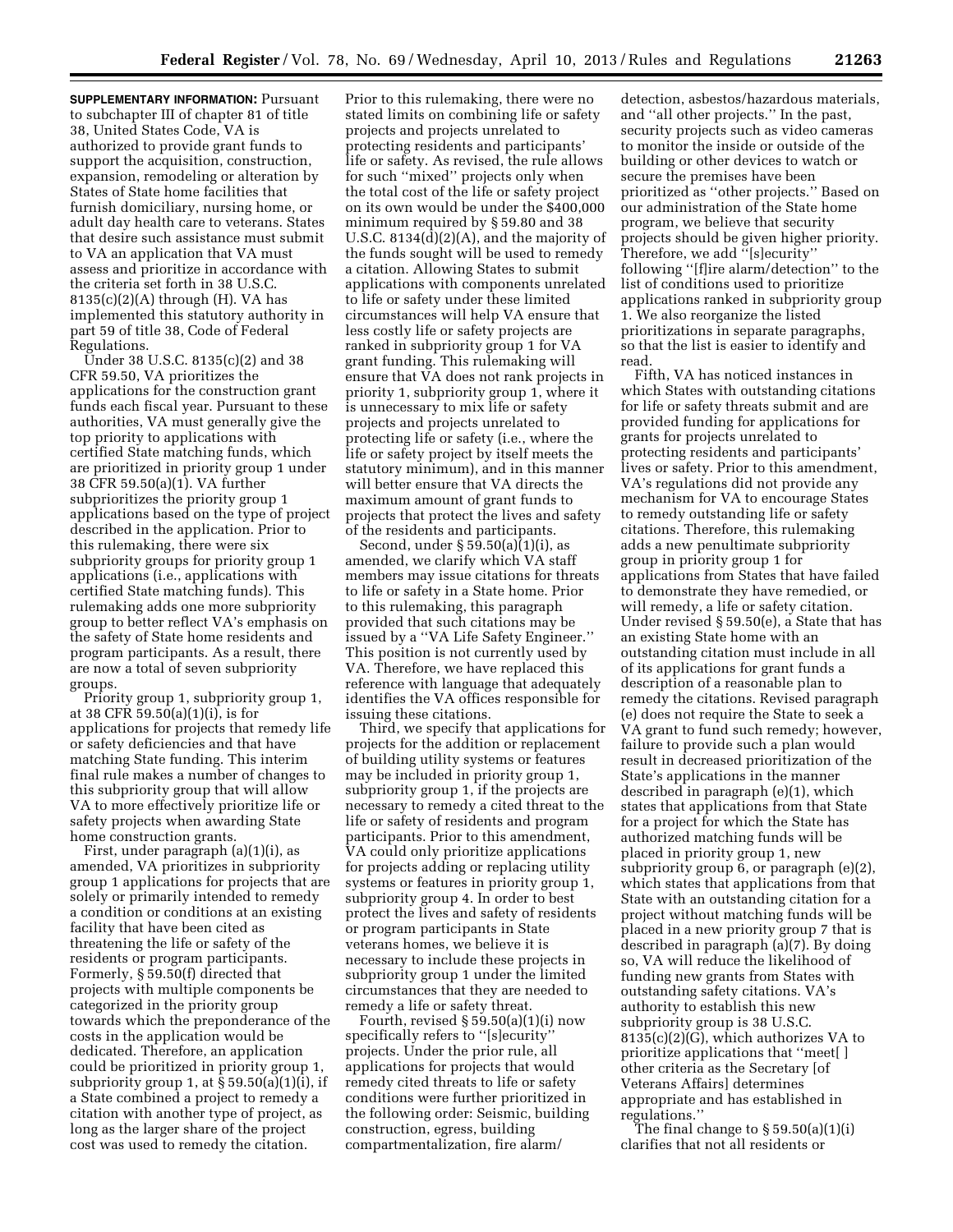**SUPPLEMENTARY INFORMATION:** Pursuant to subchapter III of chapter 81 of title 38, United States Code, VA is authorized to provide grant funds to support the acquisition, construction, expansion, remodeling or alteration by States of State home facilities that furnish domiciliary, nursing home, or adult day health care to veterans. States that desire such assistance must submit to VA an application that VA must assess and prioritize in accordance with the criteria set forth in 38 U.S.C. 8135(c)(2)(A) through (H). VA has implemented this statutory authority in part 59 of title 38, Code of Federal Regulations.

Under 38 U.S.C. 8135(c)(2) and 38 CFR 59.50, VA prioritizes the applications for the construction grant funds each fiscal year. Pursuant to these authorities, VA must generally give the top priority to applications with certified State matching funds, which are prioritized in priority group 1 under 38 CFR 59.50(a)(1). VA further subprioritizes the priority group 1 applications based on the type of project described in the application. Prior to this rulemaking, there were six subpriority groups for priority group 1 applications (i.e., applications with certified State matching funds). This rulemaking adds one more subpriority group to better reflect VA's emphasis on the safety of State home residents and program participants. As a result, there are now a total of seven subpriority groups.

Priority group 1, subpriority group 1, at 38 CFR 59.50(a)(1)(i), is for applications for projects that remedy life or safety deficiencies and that have matching State funding. This interim final rule makes a number of changes to this subpriority group that will allow VA to more effectively prioritize life or safety projects when awarding State home construction grants.

First, under paragraph (a)(1)(i), as amended, VA prioritizes in subpriority group 1 applications for projects that are solely or primarily intended to remedy a condition or conditions at an existing facility that have been cited as threatening the life or safety of the residents or program participants. Formerly, § 59.50(f) directed that projects with multiple components be categorized in the priority group towards which the preponderance of the costs in the application would be dedicated. Therefore, an application could be prioritized in priority group 1, subpriority group 1, at § 59.50(a)(1)(i), if a State combined a project to remedy a citation with another type of project, as long as the larger share of the project cost was used to remedy the citation. Prior to this rulemaking, there were no stated limits on combining life or safety projects and projects unrelated to protecting residents and participants' life or safety. As revised, the rule allows for such ''mixed'' projects only when the total cost of the life or safety project on its own would be under the $400,000 minimum required by § 59.80 and 38 U.S.C. 8134(d)(2)(A), and the majority of the funds sought will be used to remedy a citation. Allowing States to submit applications with components unrelated to life or safety under these limited circumstances will help VA ensure that less costly life or safety projects are ranked in subpriority group 1 for VA grant funding. This rulemaking will ensure that VA does not rank projects in priority 1, subpriority group 1, where it is unnecessary to mix life or safety projects and projects unrelated to protecting life or safety (i.e., where the life or safety project by itself meets the statutory minimum), and in this manner will better ensure that VA directs the maximum amount of grant funds to projects that protect the lives and safety of the residents and participants.

Second, under § 59.50(a)(1)(i), as amended, we clarify which VA staff members may issue citations for threats to life or safety in a State home. Prior to this rulemaking, this paragraph provided that such citations may be issued by a ''VA Life Safety Engineer.'' This position is not currently used by VA. Therefore, we have replaced this reference with language that adequately identifies the VA offices responsible for issuing these citations.

Third, we specify that applications for projects for the addition or replacement of building utility systems or features may be included in priority group 1, subpriority group 1, if the projects are necessary to remedy a cited threat to the life or safety of residents and program participants. Prior to this amendment, VA could only prioritize applications for projects adding or replacing utility systems or features in priority group 1, subpriority group 4. In order to best protect the lives and safety of residents or program participants in State veterans homes, we believe it is necessary to include these projects in subpriority group 1 under the limited circumstances that they are needed to remedy a life or safety threat.

Fourth, revised § 59.50(a)(1)(i) now specifically refers to ''[s]ecurity'' projects. Under the prior rule, all applications for projects that would remedy cited threats to life or safety conditions were further prioritized in the following order: Seismic, building construction, egress, building compartmentalization, fire alarm/detection, asbestos/hazardous materials, and ''all other projects.'' In the past, security projects such as video cameras to monitor the inside or outside of the building or other devices to watch or secure the premises have been prioritized as ''other projects.'' Based on our administration of the State home program, we believe that security projects should be given higher priority. Therefore, we add ''[s]ecurity'' following ''[f]ire alarm/detection'' to the list of conditions used to prioritize applications ranked in subpriority group 1. We also reorganize the listed prioritizations in separate paragraphs, so that the list is easier to identify and read.

Fifth, VA has noticed instances in which States with outstanding citations for life or safety threats submit and are provided funding for applications for grants for projects unrelated to protecting residents and participants' lives or safety. Prior to this amendment, VA's regulations did not provide any mechanism for VA to encourage States to remedy outstanding life or safety citations. Therefore, this rulemaking adds a new penultimate subpriority group in priority group 1 for applications from States that have failed to demonstrate they have remedied, or will remedy, a life or safety citation. Under revised § 59.50(e), a State that has an existing State home with an outstanding citation must include in all of its applications for grant funds a description of a reasonable plan to remedy the citations. Revised paragraph (e) does not require the State to seek a VA grant to fund such remedy; however, failure to provide such a plan would result in decreased prioritization of the State's applications in the manner described in paragraph (e)(1), which states that applications from that State for a project for which the State has authorized matching funds will be placed in priority group 1, new subpriority group 6, or paragraph (e)(2), which states that applications from that State with an outstanding citation for a project without matching funds will be placed in a new priority group 7 that is described in paragraph (a)(7). By doing so, VA will reduce the likelihood of funding new grants from States with outstanding safety citations. VA's authority to establish this new subpriority group is 38 U.S.C. 8135(c)(2)(G), which authorizes VA to prioritize applications that ''meet[ ] other criteria as the Secretary [of Veterans Affairs] determines appropriate and has established in regulations.''

The final change to § 59.50(a)(1)(i) clarifies that not all residents or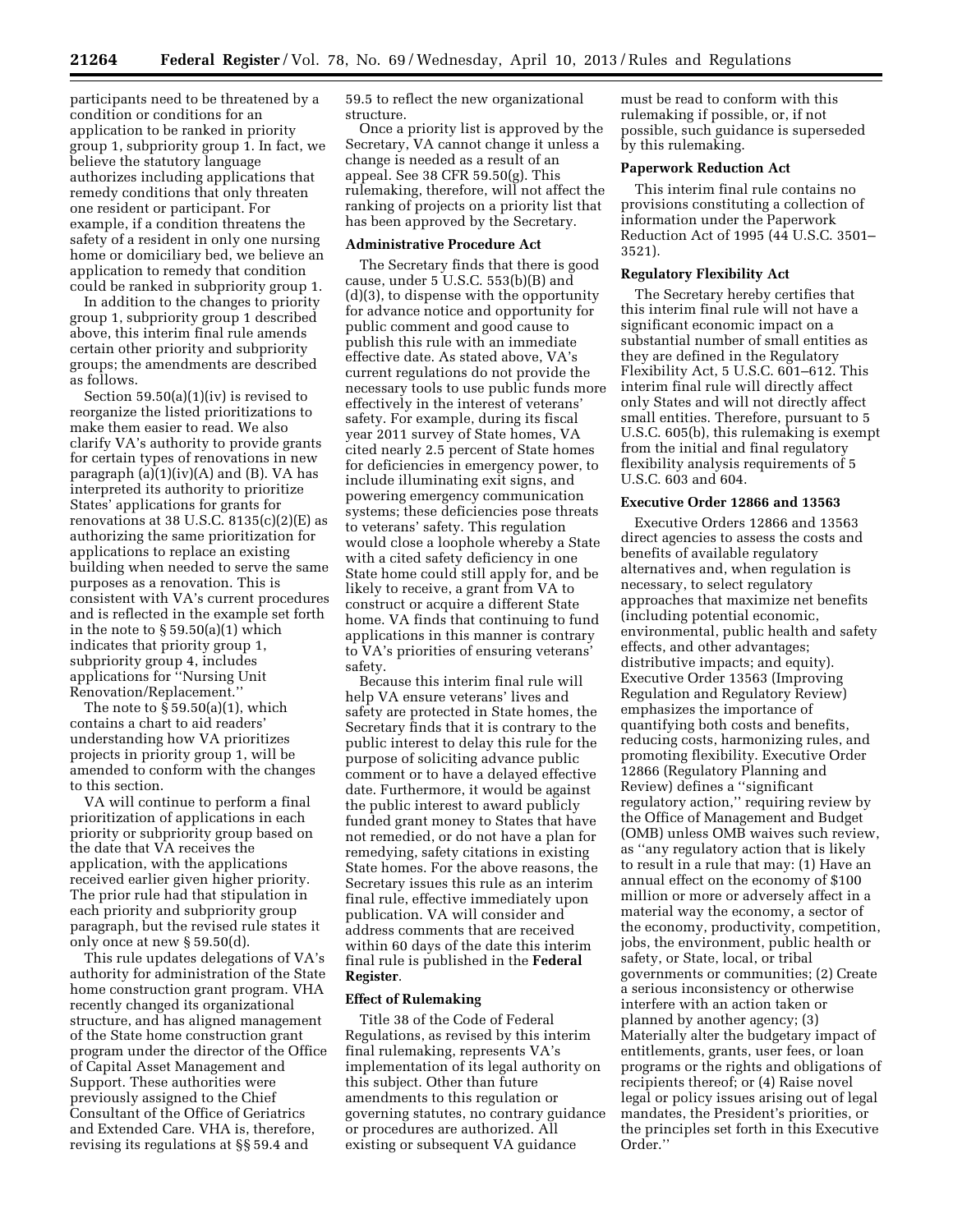participants need to be threatened by a condition or conditions for an application to be ranked in priority group 1, subpriority group 1. In fact, we believe the statutory language authorizes including applications that remedy conditions that only threaten one resident or participant. For example, if a condition threatens the safety of a resident in only one nursing home or domiciliary bed, we believe an application to remedy that condition could be ranked in subpriority group 1.

In addition to the changes to priority group 1, subpriority group 1 described above, this interim final rule amends certain other priority and subpriority groups; the amendments are described as follows.

Section 59.50(a)(1)(iv) is revised to reorganize the listed prioritizations to make them easier to read. We also clarify VA's authority to provide grants for certain types of renovations in new paragraph (a)(1)(iv)(A) and (B). VA has interpreted its authority to prioritize States' applications for grants for renovations at 38 U.S.C. 8135(c)(2)(E) as authorizing the same prioritization for applications to replace an existing building when needed to serve the same purposes as a renovation. This is consistent with VA's current procedures and is reflected in the example set forth in the note to § 59.50(a)(1) which indicates that priority group 1, subpriority group 4, includes applications for ''Nursing Unit Renovation/Replacement.''

The note to § 59.50(a)(1), which contains a chart to aid readers' understanding how VA prioritizes projects in priority group 1, will be amended to conform with the changes to this section.

VA will continue to perform a final prioritization of applications in each priority or subpriority group based on the date that VA receives the application, with the applications received earlier given higher priority. The prior rule had that stipulation in each priority and subpriority group paragraph, but the revised rule states it only once at new § 59.50(d).

This rule updates delegations of VA's authority for administration of the State home construction grant program. VHA recently changed its organizational structure, and has aligned management of the State home construction grant program under the director of the Office of Capital Asset Management and Support. These authorities were previously assigned to the Chief Consultant of the Office of Geriatrics and Extended Care. VHA is, therefore, revising its regulations at §§ 59.4 and 59.5 to reflect the new organizational structure.

Once a priority list is approved by the Secretary, VA cannot change it unless a change is needed as a result of an appeal. See 38 CFR 59.50(g). This rulemaking, therefore, will not affect the ranking of projects on a priority list that has been approved by the Secretary.

### Administrative Procedure Act

The Secretary finds that there is good cause, under 5 U.S.C. 553(b)(B) and (d)(3), to dispense with the opportunity for advance notice and opportunity for public comment and good cause to publish this rule with an immediate effective date. As stated above, VA's current regulations do not provide the necessary tools to use public funds more effectively in the interest of veterans' safety. For example, during its fiscal year 2011 survey of State homes, VA cited nearly 2.5 percent of State homes for deficiencies in emergency power, to include illuminating exit signs, and powering emergency communication systems; these deficiencies pose threats to veterans' safety. This regulation would close a loophole whereby a State with a cited safety deficiency in one State home could still apply for, and be likely to receive, a grant from VA to construct or acquire a different State home. VA finds that continuing to fund applications in this manner is contrary to VA's priorities of ensuring veterans' safety.

Because this interim final rule will help VA ensure veterans' lives and safety are protected in State homes, the Secretary finds that it is contrary to the public interest to delay this rule for the purpose of soliciting advance public comment or to have a delayed effective date. Furthermore, it would be against the public interest to award publicly funded grant money to States that have not remedied, or do not have a plan for remedying, safety citations in existing State homes. For the above reasons, the Secretary issues this rule as an interim final rule, effective immediately upon publication. VA will consider and address comments that are received within 60 days of the date this interim final rule is published in the **Federal Register**.

### Effect of Rulemaking

Title 38 of the Code of Federal Regulations, as revised by this interim final rulemaking, represents VA's implementation of its legal authority on this subject. Other than future amendments to this regulation or governing statutes, no contrary guidance or procedures are authorized. All existing or subsequent VA guidance must be read to conform with this rulemaking if possible, or, if not possible, such guidance is superseded by this rulemaking.

### Paperwork Reduction Act

This interim final rule contains no provisions constituting a collection of information under the Paperwork Reduction Act of 1995 (44 U.S.C. 3501–3521).

### Regulatory Flexibility Act

The Secretary hereby certifies that this interim final rule will not have a significant economic impact on a substantial number of small entities as they are defined in the Regulatory Flexibility Act, 5 U.S.C. 601–612. This interim final rule will directly affect only States and will not directly affect small entities. Therefore, pursuant to 5 U.S.C. 605(b), this rulemaking is exempt from the initial and final regulatory flexibility analysis requirements of 5 U.S.C. 603 and 604.

### Executive Order 12866 and 13563

Executive Orders 12866 and 13563 direct agencies to assess the costs and benefits of available regulatory alternatives and, when regulation is necessary, to select regulatory approaches that maximize net benefits (including potential economic, environmental, public health and safety effects, and other advantages; distributive impacts; and equity). Executive Order 13563 (Improving Regulation and Regulatory Review) emphasizes the importance of quantifying both costs and benefits, reducing costs, harmonizing rules, and promoting flexibility. Executive Order 12866 (Regulatory Planning and Review) defines a ''significant regulatory action,'' requiring review by the Office of Management and Budget (OMB) unless OMB waives such review, as ''any regulatory action that is likely to result in a rule that may: (1) Have an annual effect on the economy of $100 million or more or adversely affect in a material way the economy, a sector of the economy, productivity, competition, jobs, the environment, public health or safety, or State, local, or tribal governments or communities; (2) Create a serious inconsistency or otherwise interfere with an action taken or planned by another agency; (3) Materially alter the budgetary impact of entitlements, grants, user fees, or loan programs or the rights and obligations of recipients thereof; or (4) Raise novel legal or policy issues arising out of legal mandates, the President's priorities, or the principles set forth in this Executive Order.''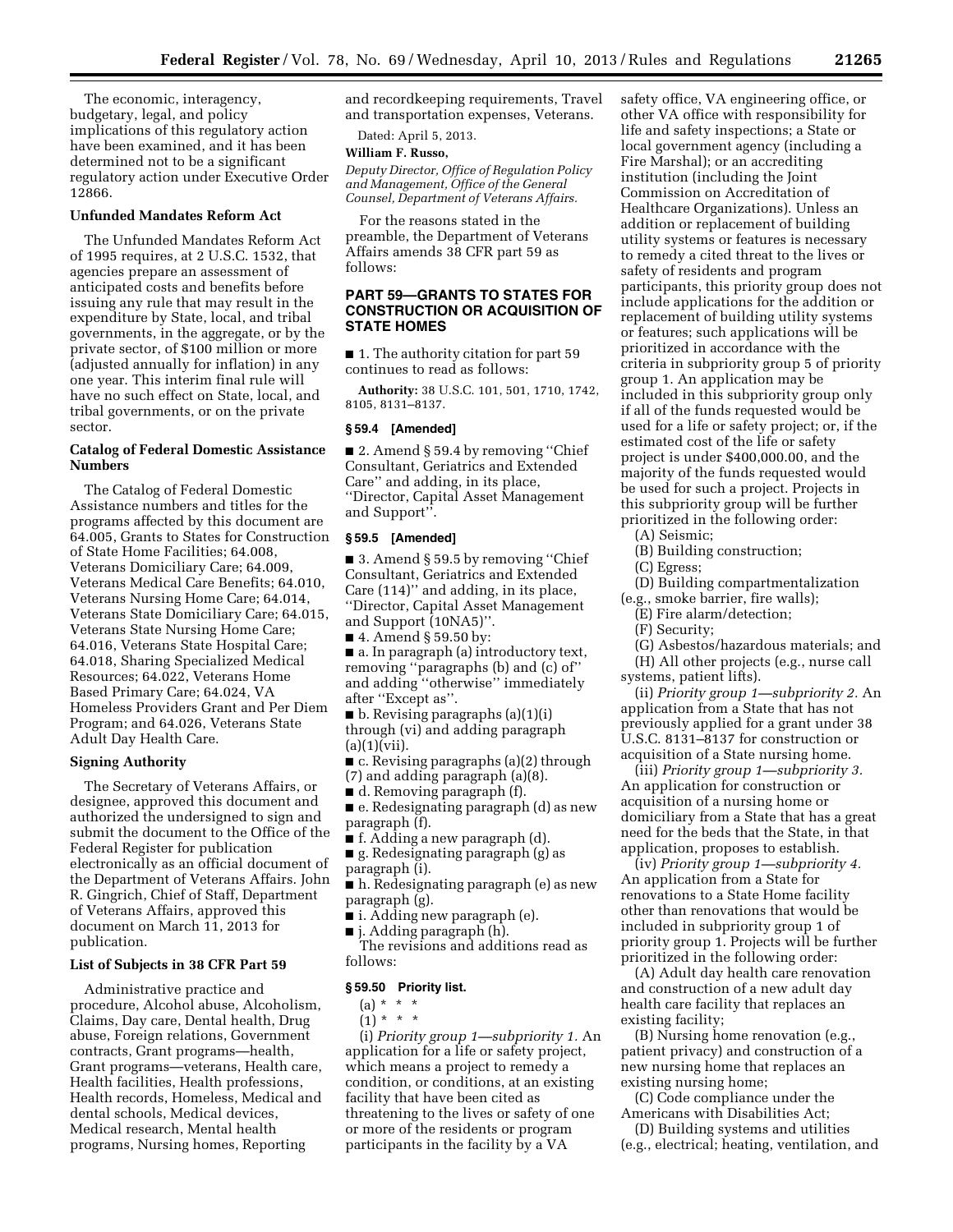The economic, interagency, budgetary, legal, and policy implications of this regulatory action have been examined, and it has been determined not to be a significant regulatory action under Executive Order 12866.

**Unfunded Mandates Reform Act**

The Unfunded Mandates Reform Act of 1995 requires, at 2 U.S.C. 1532, that agencies prepare an assessment of anticipated costs and benefits before issuing any rule that may result in the expenditure by State, local, and tribal governments, in the aggregate, or by the private sector, of $100 million or more (adjusted annually for inflation) in any one year. This interim final rule will have no such effect on State, local, and tribal governments, or on the private sector.

**Catalog of Federal Domestic Assistance Numbers**

The Catalog of Federal Domestic Assistance numbers and titles for the programs affected by this document are 64.005, Grants to States for Construction of State Home Facilities; 64.008, Veterans Domiciliary Care; 64.009, Veterans Medical Care Benefits; 64.010, Veterans Nursing Home Care; 64.014, Veterans State Domiciliary Care; 64.015, Veterans State Nursing Home Care; 64.016, Veterans State Hospital Care; 64.018, Sharing Specialized Medical Resources; 64.022, Veterans Home Based Primary Care; 64.024, VA Homeless Providers Grant and Per Diem Program; and 64.026, Veterans State Adult Day Health Care.

**Signing Authority**

The Secretary of Veterans Affairs, or designee, approved this document and authorized the undersigned to sign and submit the document to the Office of the Federal Register for publication electronically as an official document of the Department of Veterans Affairs. John R. Gingrich, Chief of Staff, Department of Veterans Affairs, approved this document on March 11, 2013 for publication.

**List of Subjects in 38 CFR Part 59**

Administrative practice and procedure, Alcohol abuse, Alcoholism, Claims, Day care, Dental health, Drug abuse, Foreign relations, Government contracts, Grant programs—health, Grant programs—veterans, Health care, Health facilities, Health professions, Health records, Homeless, Medical and dental schools, Medical devices, Medical research, Mental health programs, Nursing homes, Reporting and recordkeeping requirements, Travel and transportation expenses, Veterans.

Dated: April 5, 2013.

**William F. Russo,**

*Deputy Director, Office of Regulation Policy and Management, Office of the General Counsel, Department of Veterans Affairs.*

For the reasons stated in the preamble, the Department of Veterans Affairs amends 38 CFR part 59 as follows:

**PART 59—GRANTS TO STATES FOR CONSTRUCTION OR ACQUISITION OF STATE HOMES**

■ 1. The authority citation for part 59 continues to read as follows:

**Authority:** 38 U.S.C. 101, 501, 1710, 1742, 8105, 8131–8137.

**§ 59.4 [Amended]**

■ 2. Amend § 59.4 by removing "Chief Consultant, Geriatrics and Extended Care" and adding, in its place, "Director, Capital Asset Management and Support".

**§ 59.5 [Amended]**

■ 3. Amend § 59.5 by removing "Chief Consultant, Geriatrics and Extended Care (114)" and adding, in its place, "Director, Capital Asset Management and Support (10NA5)".

■ 4. Amend § 59.50 by:

■ a. In paragraph (a) introductory text, removing "paragraphs (b) and (c) of" and adding "otherwise" immediately after "Except as".

■ b. Revising paragraphs (a)(1)(i) through (vi) and adding paragraph (a)(1)(vii).

■ c. Revising paragraphs (a)(2) through (7) and adding paragraph (a)(8).

■ d. Removing paragraph (f).

■ e. Redesignating paragraph (d) as new paragraph (f).

■ f. Adding a new paragraph (d).

■ g. Redesignating paragraph (g) as paragraph (i).

■ h. Redesignating paragraph (e) as new paragraph (g).

■ i. Adding new paragraph (e).

■ j. Adding paragraph (h).

The revisions and additions read as follows:

**§ 59.50 Priority list.**

(a) * * *

(1) * * *

(i) *Priority group 1—subpriority 1.* An application for a life or safety project, which means a project to remedy a condition, or conditions, at an existing facility that have been cited as threatening to the lives or safety of one or more of the residents or program participants in the facility by a VA safety office, VA engineering office, or other VA office with responsibility for life and safety inspections; a State or local government agency (including a Fire Marshal); or an accrediting institution (including the Joint Commission on Accreditation of Healthcare Organizations). Unless an addition or replacement of building utility systems or features is necessary to remedy a cited threat to the lives or safety of residents and program participants, this priority group does not include applications for the addition or replacement of building utility systems or features; such applications will be prioritized in accordance with the criteria in subpriority group 5 of priority group 1. An application may be included in this subpriority group only if all of the funds requested would be used for a life or safety project; or, if the estimated cost of the life or safety project is under $400,000.00, and the majority of the funds requested would be used for such a project. Projects in this subpriority group will be further prioritized in the following order:

(A) Seismic;

(B) Building construction;

(C) Egress;

(D) Building compartmentalization (e.g., smoke barrier, fire walls);

(E) Fire alarm/detection;

(F) Security;

(G) Asbestos/hazardous materials; and

(H) All other projects (e.g., nurse call systems, patient lifts).

(ii) *Priority group 1—subpriority 2.* An application from a State that has not previously applied for a grant under 38 U.S.C. 8131–8137 for construction or acquisition of a State nursing home.

(iii) *Priority group 1—subpriority 3.* An application for construction or acquisition of a nursing home or domiciliary from a State that has a great need for the beds that the State, in that application, proposes to establish.

(iv) *Priority group 1—subpriority 4.* An application from a State for renovations to a State Home facility other than renovations that would be included in subpriority group 1 of priority group 1. Projects will be further prioritized in the following order:

(A) Adult day health care renovation and construction of a new adult day health care facility that replaces an existing facility;

(B) Nursing home renovation (e.g., patient privacy) and construction of a new nursing home that replaces an existing nursing home;

(C) Code compliance under the Americans with Disabilities Act;

(D) Building systems and utilities (e.g., electrical; heating, ventilation, and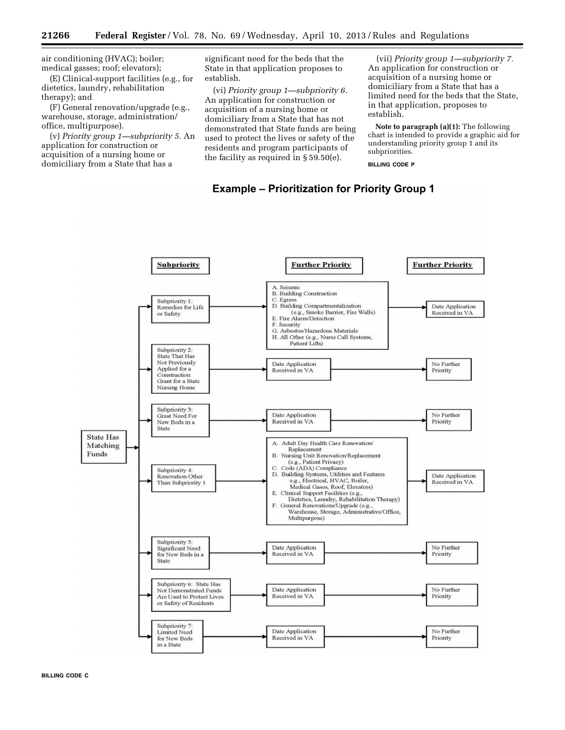air conditioning (HVAC); boiler; medical gasses; roof; elevators);

(E) Clinical-support facilities (e.g., for dietetics, laundry, rehabilitation therapy); and

(F) General renovation/upgrade (e.g., warehouse, storage, administration/office, multipurpose).

(v) *Priority group 1—subpriority 5.* An application for construction or acquisition of a nursing home or domiciliary from a State that has a significant need for the beds that the State in that application proposes to establish.

(vi) *Priority group 1—subpriority 6.* An application for construction or acquisition of a nursing home or domiciliary from a State that has not demonstrated that State funds are being used to protect the lives or safety of the residents and program participants of the facility as required in § 59.50(e).

(vii) *Priority group 1—subpriority 7.* An application for construction or acquisition of a nursing home or domiciliary from a State that has a limited need for the beds that the State, in that application, proposes to establish.

**Note to paragraph (a)(1):** The following chart is intended to provide a graphic aid for understanding priority group 1 and its subpriorities.

BILLING CODE P

## Example – Prioritization for Priority Group 1

State Has Matching Funds

| Subpriority | Further Priority | Further Priority |
|---|---|---|
| Subpriority 1: Remedies for Life or Safety | A. Seismic<br>B. Building Construction<br>C. Egress<br>D. Building Compartmentalization (e.g., Smoke Barrier, Fire Walls)<br>E. Fire Alarm/Detection<br>F. Security<br>G. Asbestos/Hazardous Materials<br>H. All Other (e.g., Nurse Call Systems, Patient Lifts) | Date Application Received in VA |
| Subpriority 2: State That Has Not Previously Applied for a Construction Grant for a State Nursing Home | Date Application Received in VA | No Further Priority |
| Subpriority 3: Great Need For New Beds in a State | Date Application Received in VA | No Further Priority |
| Subpriority 4: Renovation Other Than Subpriority 1 | A. Adult Day Health Care Renovation/Replacement<br>B. Nursing Unit Renovation/Replacement (e.g., Patient Privacy)<br>C. Code (ADA) Compliance<br>D. Building Systems, Utilities and Features e.g., Electrical, HVAC, Boiler, Medical Gases, Roof, Elevators)<br>E. Clinical Support Facilities (e.g., Dietetics, Laundry, Rehabilitation Therapy)<br>F. General Renovations/Upgrade (e.g., Warehouse, Storage, Administrative/Office, Multipurpose) | Date Application Received in VA |
| Subpriority 5: Significant Need for New Beds in a State | Date Application Received in VA | No Further Priority |
| Subpriority 6: State Has Not Demonstrated Funds Are Used to Protect Lives or Safety of Residents | Date Application Received in VA | No Further Priority |
| Subpriority 7: Limited Need for New Beds in a State | Date Application Received in VA | No Further Priority |

BILLING CODE C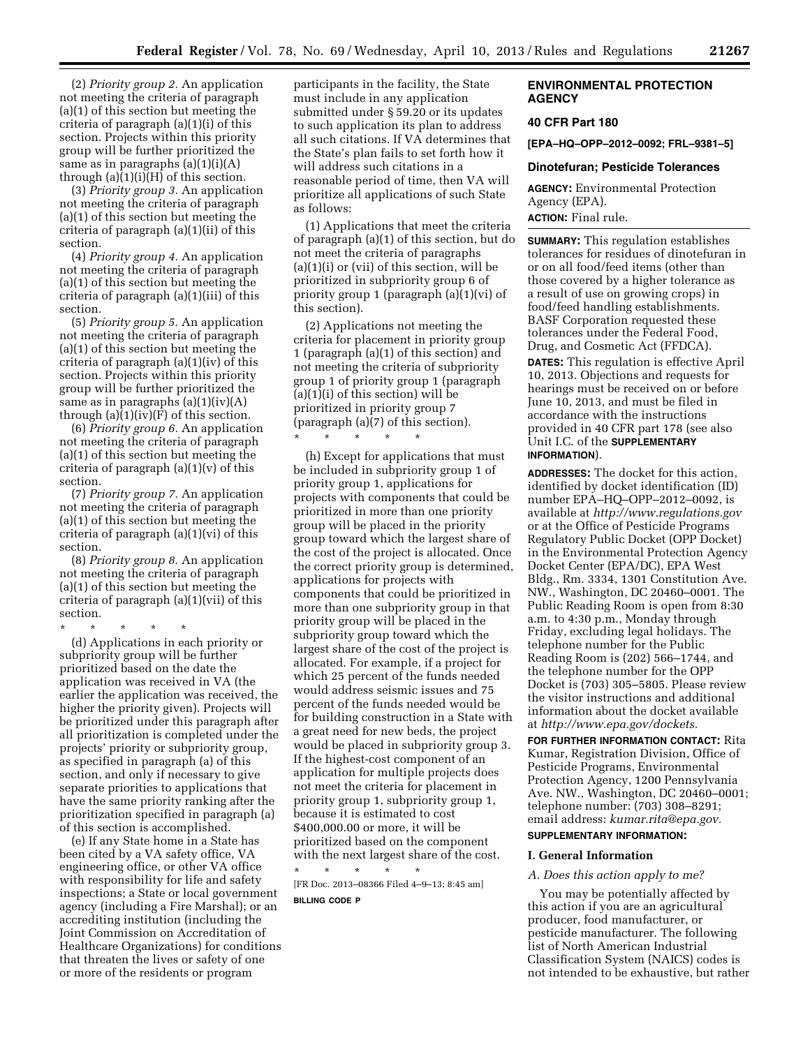(2) *Priority group 2.* An application not meeting the criteria of paragraph (a)(1) of this section but meeting the criteria of paragraph (a)(1)(i) of this section. Projects within this priority group will be further prioritized the same as in paragraphs (a)(1)(i)(A) through (a)(1)(i)(H) of this section.

(3) *Priority group 3.* An application not meeting the criteria of paragraph (a)(1) of this section but meeting the criteria of paragraph (a)(1)(ii) of this section.

(4) *Priority group 4.* An application not meeting the criteria of paragraph (a)(1) of this section but meeting the criteria of paragraph (a)(1)(iii) of this section.

(5) *Priority group 5.* An application not meeting the criteria of paragraph (a)(1) of this section but meeting the criteria of paragraph (a)(1)(iv) of this section. Projects within this priority group will be further prioritized the same as in paragraphs (a)(1)(iv)(A) through (a)(1)(iv)(F) of this section.

(6) *Priority group 6.* An application not meeting the criteria of paragraph (a)(1) of this section but meeting the criteria of paragraph (a)(1)(v) of this section.

(7) *Priority group 7.* An application not meeting the criteria of paragraph (a)(1) of this section but meeting the criteria of paragraph (a)(1)(vi) of this section.

(8) *Priority group 8.* An application not meeting the criteria of paragraph (a)(1) of this section but meeting the criteria of paragraph (a)(1)(vii) of this section.

\* \* \* \* \*

(d) Applications in each priority or subpriority group will be further prioritized based on the date the application was received in VA (the earlier the application was received, the higher the priority given). Projects will be prioritized under this paragraph after all prioritization is completed under the projects' priority or subpriority group, as specified in paragraph (a) of this section, and only if necessary to give separate priorities to applications that have the same priority ranking after the prioritization specified in paragraph (a) of this section is accomplished.

(e) If any State home in a State has been cited by a VA safety office, VA engineering office, or other VA office with responsibility for life and safety inspections; a State or local government agency (including a Fire Marshal); or an accrediting institution (including the Joint Commission on Accreditation of Healthcare Organizations) for conditions that threaten the lives or safety of one or more of the residents or program participants in the facility, the State must include in any application submitted under § 59.20 or its updates to such application its plan to address all such citations. If VA determines that the State's plan fails to set forth how it will address such citations in a reasonable period of time, then VA will prioritize all applications of such State as follows:

(1) Applications that meet the criteria of paragraph (a)(1) of this section, but do not meet the criteria of paragraphs (a)(1)(i) or (vii) of this section, will be prioritized in subpriority group 6 of priority group 1 (paragraph (a)(1)(vi) of this section).

(2) Applications not meeting the criteria for placement in priority group 1 (paragraph (a)(1) of this section) and not meeting the criteria of subpriority group 1 of priority group 1 (paragraph (a)(1)(i) of this section) will be prioritized in priority group 7 (paragraph (a)(7) of this section).

\* \* \* \* \*

(h) Except for applications that must be included in subpriority group 1 of priority group 1, applications for projects with components that could be prioritized in more than one priority group will be placed in the priority group toward which the largest share of the cost of the project is allocated. Once the correct priority group is determined, applications for projects with components that could be prioritized in more than one subpriority group in that priority group will be placed in the subpriority group toward which the largest share of the cost of the project is allocated. For example, if a project for which 25 percent of the funds needed would address seismic issues and 75 percent of the funds needed would be for building construction in a State with a great need for new beds, the project would be placed in subpriority group 3. If the highest-cost component of an application for multiple projects does not meet the criteria for placement in priority group 1, subpriority group 1, because it is estimated to cost $400,000.00 or more, it will be prioritized based on the component with the next largest share of the cost.

\* \* \* \* \*

[FR Doc. 2013–08366 Filed 4–9–13; 8:45 am]

**BILLING CODE P**

## ENVIRONMENTAL PROTECTION AGENCY

### 40 CFR Part 180

**[EPA–HQ–OPP–2012–0092; FRL–9381–5]**

### Dinotefuran; Pesticide Tolerances

**AGENCY:** Environmental Protection Agency (EPA).

**ACTION:** Final rule.

**SUMMARY:** This regulation establishes tolerances for residues of dinotefuran in or on all food/feed items (other than those covered by a higher tolerance as a result of use on growing crops) in food/feed handling establishments. BASF Corporation requested these tolerances under the Federal Food, Drug, and Cosmetic Act (FFDCA).

**DATES:** This regulation is effective April 10, 2013. Objections and requests for hearings must be received on or before June 10, 2013, and must be filed in accordance with the instructions provided in 40 CFR part 178 (see also Unit I.C. of the **SUPPLEMENTARY INFORMATION**).

**ADDRESSES:** The docket for this action, identified by docket identification (ID) number EPA–HQ–OPP–2012–0092, is available at *http://www.regulations.gov* or at the Office of Pesticide Programs Regulatory Public Docket (OPP Docket) in the Environmental Protection Agency Docket Center (EPA/DC), EPA West Bldg., Rm. 3334, 1301 Constitution Ave. NW., Washington, DC 20460–0001. The Public Reading Room is open from 8:30 a.m. to 4:30 p.m., Monday through Friday, excluding legal holidays. The telephone number for the Public Reading Room is (202) 566–1744, and the telephone number for the OPP Docket is (703) 305–5805. Please review the visitor instructions and additional information about the docket available at *http://www.epa.gov/dockets.*

**FOR FURTHER INFORMATION CONTACT:** Rita Kumar, Registration Division, Office of Pesticide Programs, Environmental Protection Agency, 1200 Pennsylvania Ave. NW., Washington, DC 20460–0001; telephone number: (703) 308–8291; email address: *kumar.rita@epa.gov.*

**SUPPLEMENTARY INFORMATION:**

#### I. General Information

*A. Does this action apply to me?*

You may be potentially affected by this action if you are an agricultural producer, food manufacturer, or pesticide manufacturer. The following list of North American Industrial Classification System (NAICS) codes is not intended to be exhaustive, but rather